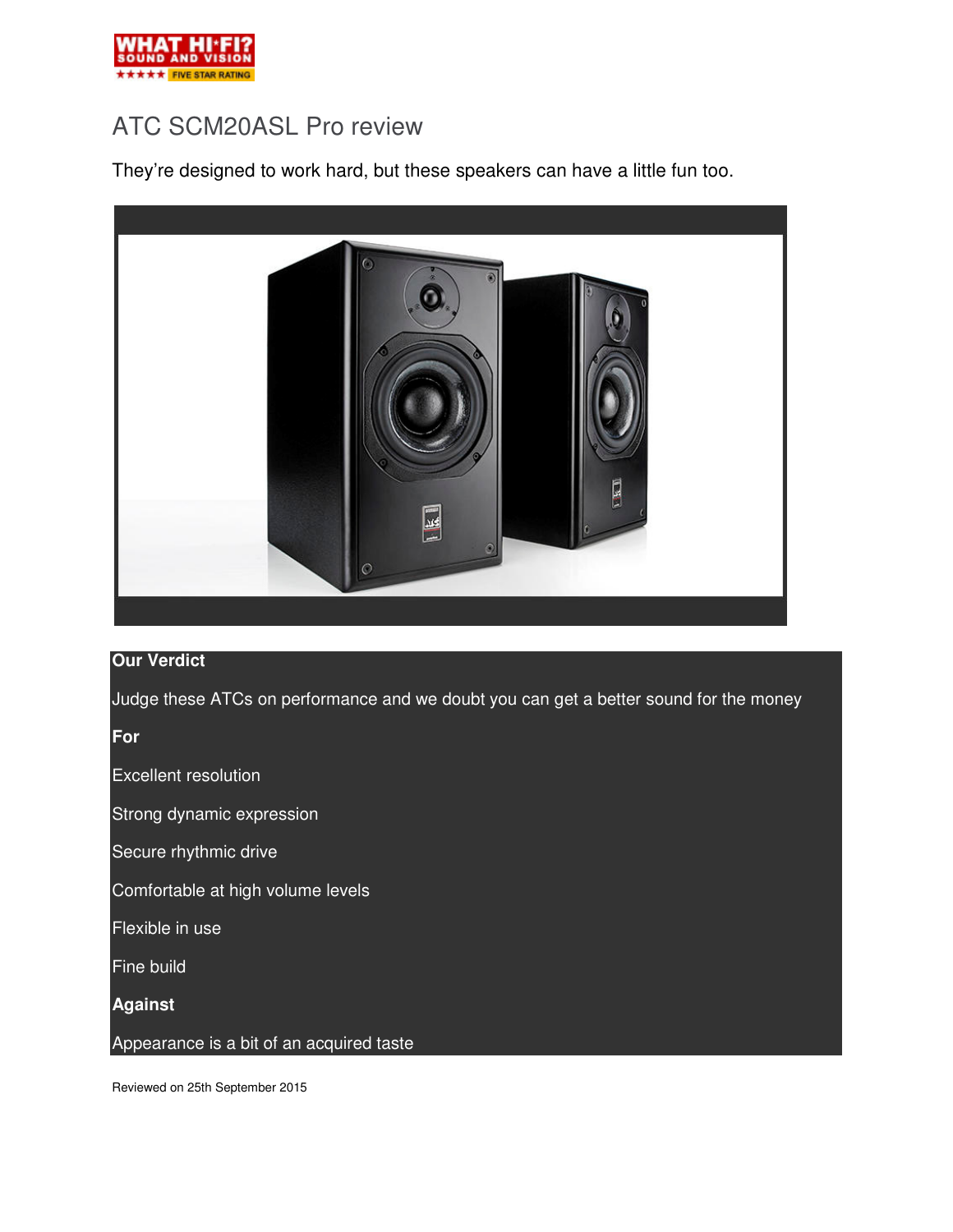WHAT HI-FI? SOUND AND VISION

★★★★★ FIVE STAR RATING

# ATC SCM20ASL Pro review

They're designed to work hard, but these speakers can have a little fun too.

**Our Verdict**

Judge these ATCs on performance and we doubt you can get a better sound for the money

**For**

Excellent resolution

Strong dynamic expression

Secure rhythmic drive

Comfortable at high volume levels

Flexible in use

Fine build

**Against**

Appearance is a bit of an acquired taste

Reviewed on 25th September 2015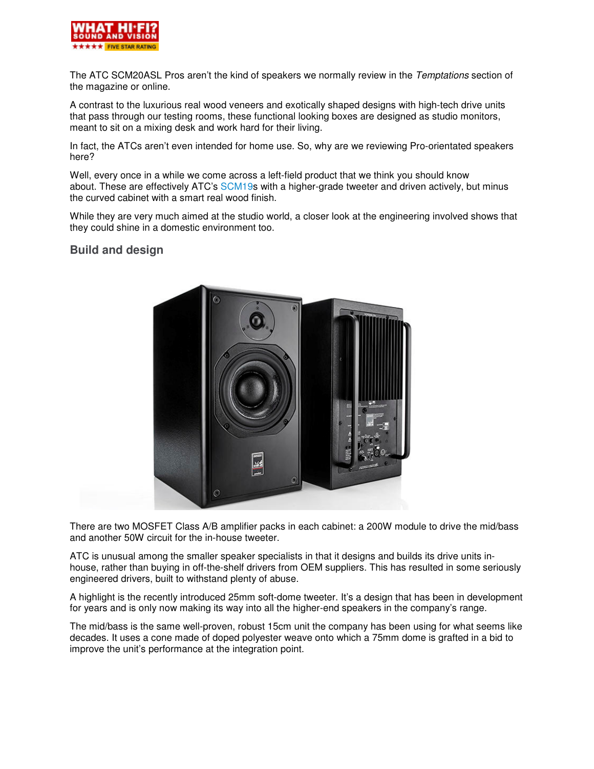The ATC SCM20ASL Pros aren't the kind of speakers we normally review in the *Temptations* section of the magazine or online.

A contrast to the luxurious real wood veneers and exotically shaped designs with high-tech drive units that pass through our testing rooms, these functional looking boxes are designed as studio monitors, meant to sit on a mixing desk and work hard for their living.

In fact, the ATCs aren't even intended for home use. So, why are we reviewing Pro-orientated speakers here?

Well, every once in a while we come across a left-field product that we think you should know about. These are effectively ATC's SCM19s with a higher-grade tweeter and driven actively, but minus the curved cabinet with a smart real wood finish.

While they are very much aimed at the studio world, a closer look at the engineering involved shows that they could shine in a domestic environment too.

## Build and design

There are two MOSFET Class A/B amplifier packs in each cabinet: a 200W module to drive the mid/bass and another 50W circuit for the in-house tweeter.

ATC is unusual among the smaller speaker specialists in that it designs and builds its drive units in-house, rather than buying in off-the-shelf drivers from OEM suppliers. This has resulted in some seriously engineered drivers, built to withstand plenty of abuse.

A highlight is the recently introduced 25mm soft-dome tweeter. It's a design that has been in development for years and is only now making its way into all the higher-end speakers in the company's range.

The mid/bass is the same well-proven, robust 15cm unit the company has been using for what seems like decades. It uses a cone made of doped polyester weave onto which a 75mm dome is grafted in a bid to improve the unit's performance at the integration point.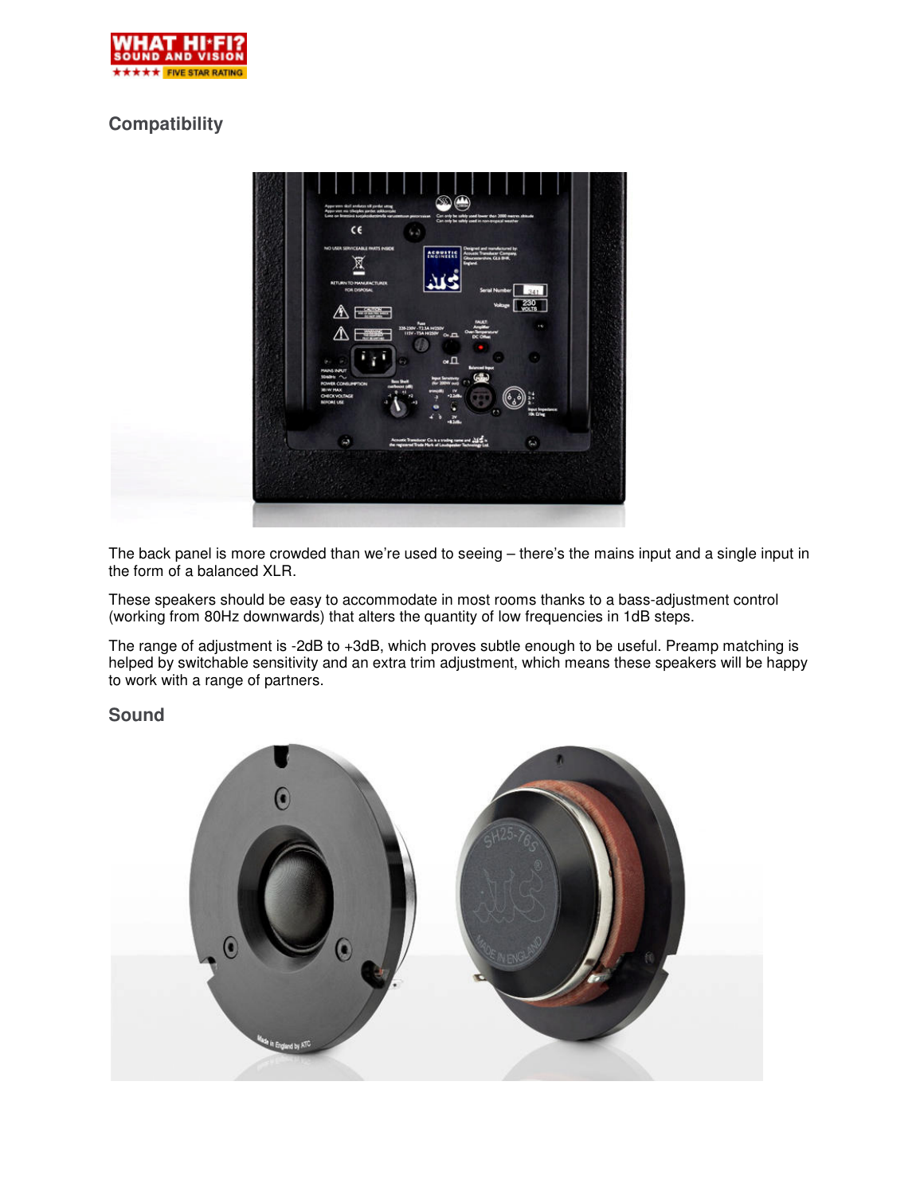## Compatibility

The back panel is more crowded than we're used to seeing – there's the mains input and a single input in the form of a balanced XLR.

These speakers should be easy to accommodate in most rooms thanks to a bass-adjustment control (working from 80Hz downwards) that alters the quantity of low frequencies in 1dB steps.

The range of adjustment is -2dB to +3dB, which proves subtle enough to be useful. Preamp matching is helped by switchable sensitivity and an extra trim adjustment, which means these speakers will be happy to work with a range of partners.

## Sound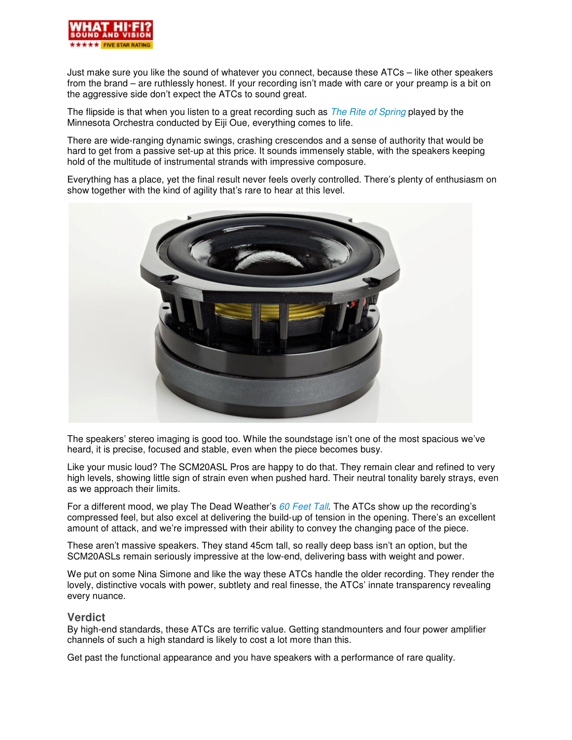Just make sure you like the sound of whatever you connect, because these ATCs – like other speakers from the brand – are ruthlessly honest. If your recording isn't made with care or your preamp is a bit on the aggressive side don't expect the ATCs to sound great.

The flipside is that when you listen to a great recording such as *The Rite of Spring* played by the Minnesota Orchestra conducted by Eiji Oue, everything comes to life.

There are wide-ranging dynamic swings, crashing crescendos and a sense of authority that would be hard to get from a passive set-up at this price. It sounds immensely stable, with the speakers keeping hold of the multitude of instrumental strands with impressive composure.

Everything has a place, yet the final result never feels overly controlled. There's plenty of enthusiasm on show together with the kind of agility that's rare to hear at this level.

The speakers' stereo imaging is good too. While the soundstage isn't one of the most spacious we've heard, it is precise, focused and stable, even when the piece becomes busy.

Like your music loud? The SCM20ASL Pros are happy to do that. They remain clear and refined to very high levels, showing little sign of strain even when pushed hard. Their neutral tonality barely strays, even as we approach their limits.

For a different mood, we play The Dead Weather's *60 Feet Tall*. The ATCs show up the recording's compressed feel, but also excel at delivering the build-up of tension in the opening. There's an excellent amount of attack, and we're impressed with their ability to convey the changing pace of the piece.

These aren't massive speakers. They stand 45cm tall, so really deep bass isn't an option, but the SCM20ASLs remain seriously impressive at the low-end, delivering bass with weight and power.

We put on some Nina Simone and like the way these ATCs handle the older recording. They render the lovely, distinctive vocals with power, subtlety and real finesse, the ATCs' innate transparency revealing every nuance.

## Verdict

By high-end standards, these ATCs are terrific value. Getting standmounters and four power amplifier channels of such a high standard is likely to cost a lot more than this.

Get past the functional appearance and you have speakers with a performance of rare quality.